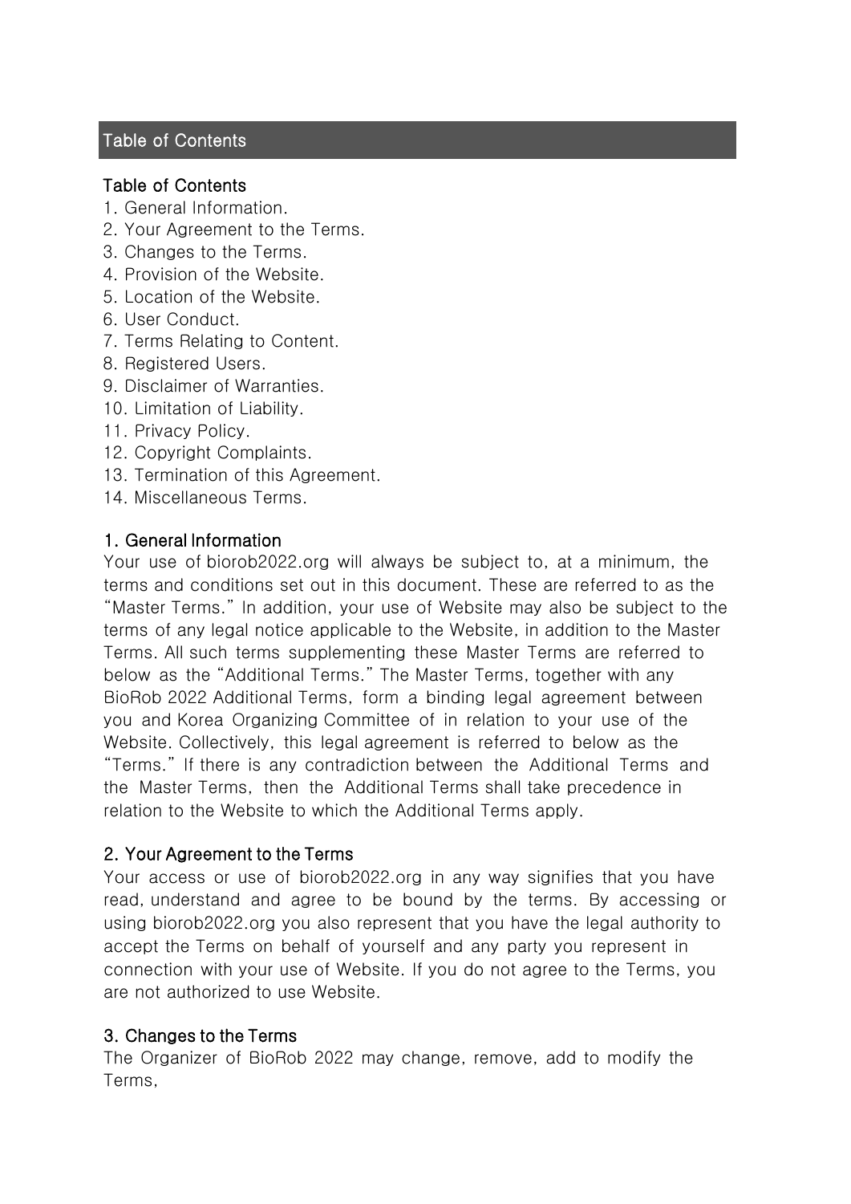## Table of Contents

### Table of Contents

1. General Information.
2. Your Agreement to the Terms.
3. Changes to the Terms.
4. Provision of the Website.
5. Location of the Website.
6. User Conduct.
7. Terms Relating to Content.
8. Registered Users.
9. Disclaimer of Warranties.
10. Limitation of Liability.
11. Privacy Policy.
12. Copyright Complaints.
13. Termination of this Agreement.
14. Miscellaneous Terms.

### 1. General Information

Your use of biorob2022.org will always be subject to, at a minimum, the terms and conditions set out in this document. These are referred to as the "Master Terms." In addition, your use of Website may also be subject to the terms of any legal notice applicable to the Website, in addition to the Master Terms. All such terms supplementing these Master Terms are referred to below as the "Additional Terms." The Master Terms, together with any BioRob 2022 Additional Terms, form a binding legal agreement between you and Korea Organizing Committee of in relation to your use of the Website. Collectively, this legal agreement is referred to below as the "Terms." If there is any contradiction between the Additional Terms and the Master Terms, then the Additional Terms shall take precedence in relation to the Website to which the Additional Terms apply.

### 2. Your Agreement to the Terms

Your access or use of biorob2022.org in any way signifies that you have read, understand and agree to be bound by the terms. By accessing or using biorob2022.org you also represent that you have the legal authority to accept the Terms on behalf of yourself and any party you represent in connection with your use of Website. If you do not agree to the Terms, you are not authorized to use Website.

### 3. Changes to the Terms

The Organizer of BioRob 2022 may change, remove, add to modify the Terms,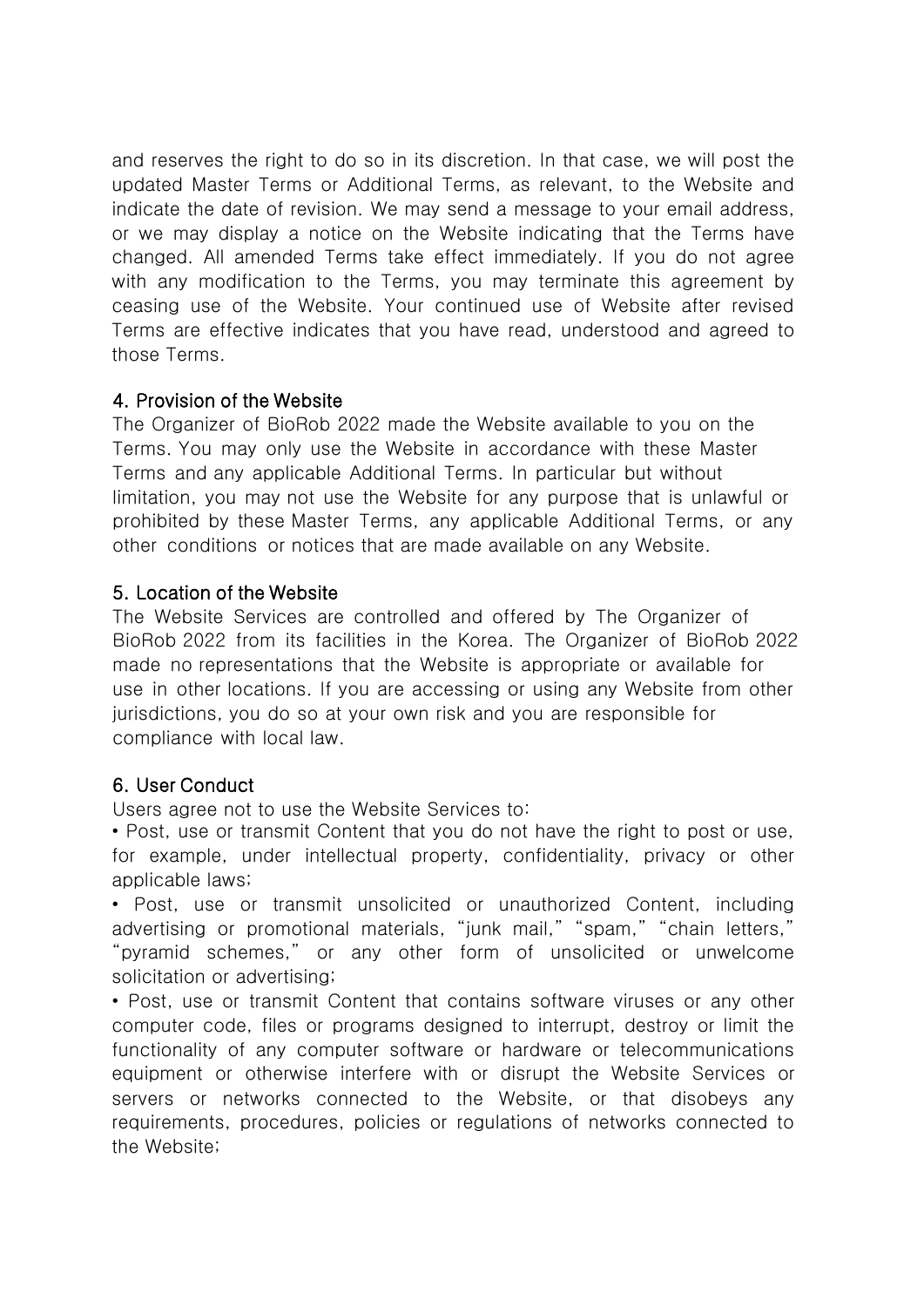and reserves the right to do so in its discretion. In that case, we will post the updated Master Terms or Additional Terms, as relevant, to the Website and indicate the date of revision. We may send a message to your email address, or we may display a notice on the Website indicating that the Terms have changed. All amended Terms take effect immediately. If you do not agree with any modification to the Terms, you may terminate this agreement by ceasing use of the Website. Your continued use of Website after revised Terms are effective indicates that you have read, understood and agreed to those Terms.

## 4. Provision of the Website

The Organizer of BioRob 2022 made the Website available to you on the Terms. You may only use the Website in accordance with these Master Terms and any applicable Additional Terms. In particular but without limitation, you may not use the Website for any purpose that is unlawful or prohibited by these Master Terms, any applicable Additional Terms, or any other conditions or notices that are made available on any Website.

## 5. Location of the Website

The Website Services are controlled and offered by The Organizer of BioRob 2022 from its facilities in the Korea. The Organizer of BioRob 2022 made no representations that the Website is appropriate or available for use in other locations. If you are accessing or using any Website from other jurisdictions, you do so at your own risk and you are responsible for compliance with local law.

## 6. User Conduct

Users agree not to use the Website Services to:

- Post, use or transmit Content that you do not have the right to post or use, for example, under intellectual property, confidentiality, privacy or other applicable laws;
- Post, use or transmit unsolicited or unauthorized Content, including advertising or promotional materials, "junk mail," "spam," "chain letters," "pyramid schemes," or any other form of unsolicited or unwelcome solicitation or advertising;
- Post, use or transmit Content that contains software viruses or any other computer code, files or programs designed to interrupt, destroy or limit the functionality of any computer software or hardware or telecommunications equipment or otherwise interfere with or disrupt the Website Services or servers or networks connected to the Website, or that disobeys any requirements, procedures, policies or regulations of networks connected to the Website;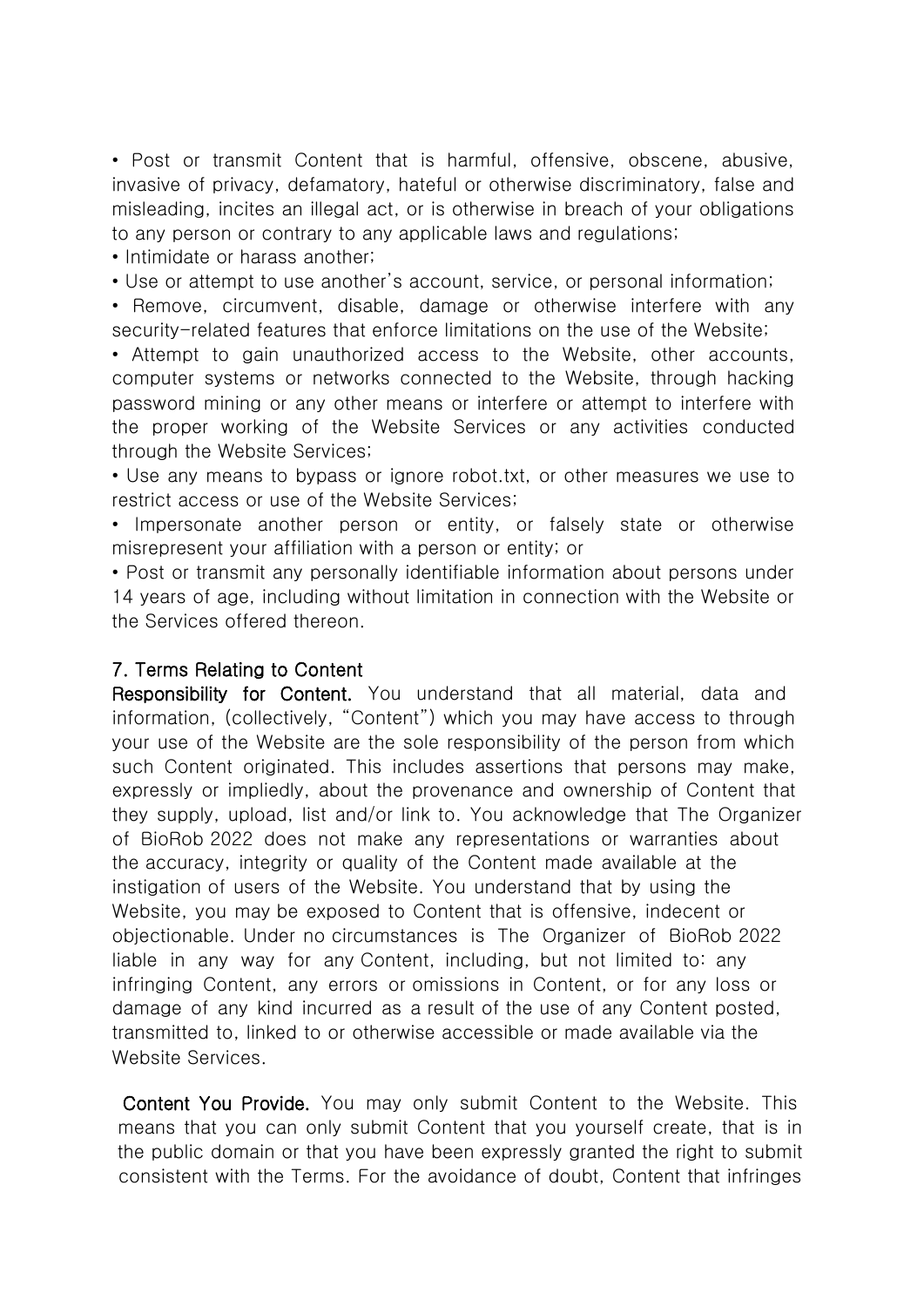- Post or transmit Content that is harmful, offensive, obscene, abusive, invasive of privacy, defamatory, hateful or otherwise discriminatory, false and misleading, incites an illegal act, or is otherwise in breach of your obligations to any person or contrary to any applicable laws and regulations;
- Intimidate or harass another;
- Use or attempt to use another's account, service, or personal information;
- Remove, circumvent, disable, damage or otherwise interfere with any security-related features that enforce limitations on the use of the Website;
- Attempt to gain unauthorized access to the Website, other accounts, computer systems or networks connected to the Website, through hacking password mining or any other means or interfere or attempt to interfere with the proper working of the Website Services or any activities conducted through the Website Services;
- Use any means to bypass or ignore robot.txt, or other measures we use to restrict access or use of the Website Services;
- Impersonate another person or entity, or falsely state or otherwise misrepresent your affiliation with a person or entity; or
- Post or transmit any personally identifiable information about persons under 14 years of age, including without limitation in connection with the Website or the Services offered thereon.

## 7. Terms Relating to Content

**Responsibility for Content.** You understand that all material, data and information, (collectively, "Content") which you may have access to through your use of the Website are the sole responsibility of the person from which such Content originated. This includes assertions that persons may make, expressly or impliedly, about the provenance and ownership of Content that they supply, upload, list and/or link to. You acknowledge that The Organizer of BioRob 2022 does not make any representations or warranties about the accuracy, integrity or quality of the Content made available at the instigation of users of the Website. You understand that by using the Website, you may be exposed to Content that is offensive, indecent or objectionable. Under no circumstances is The Organizer of BioRob 2022 liable in any way for any Content, including, but not limited to: any infringing Content, any errors or omissions in Content, or for any loss or damage of any kind incurred as a result of the use of any Content posted, transmitted to, linked to or otherwise accessible or made available via the Website Services.

**Content You Provide.** You may only submit Content to the Website. This means that you can only submit Content that you yourself create, that is in the public domain or that you have been expressly granted the right to submit consistent with the Terms. For the avoidance of doubt, Content that infringes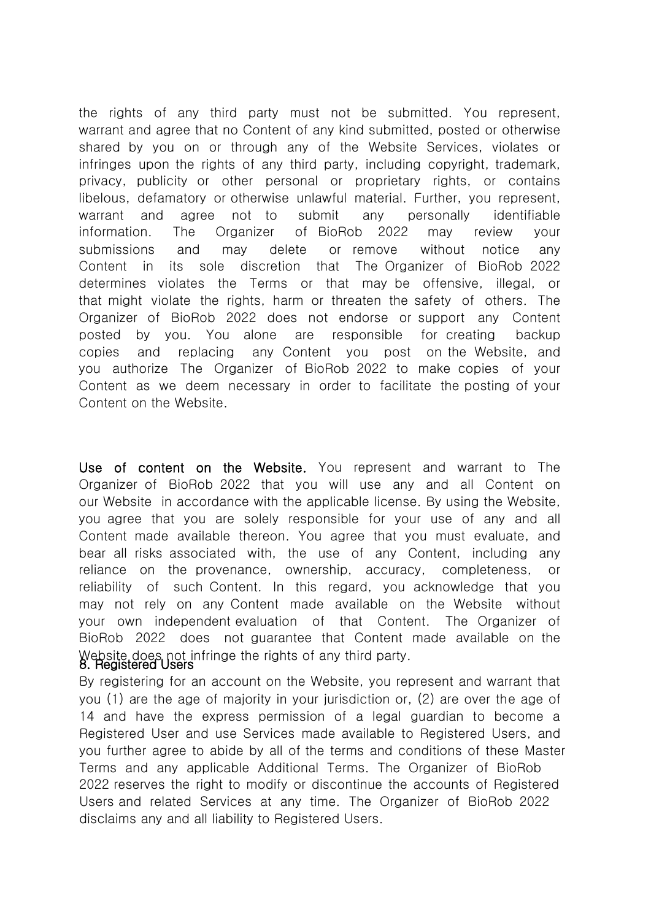the rights of any third party must not be submitted. You represent, warrant and agree that no Content of any kind submitted, posted or otherwise shared by you on or through any of the Website Services, violates or infringes upon the rights of any third party, including copyright, trademark, privacy, publicity or other personal or proprietary rights, or contains libelous, defamatory or otherwise unlawful material. Further, you represent, warrant and agree not to submit any personally identifiable information. The Organizer of BioRob 2022 may review your submissions and may delete or remove without notice any Content in its sole discretion that The Organizer of BioRob 2022 determines violates the Terms or that may be offensive, illegal, or that might violate the rights, harm or threaten the safety of others. The Organizer of BioRob 2022 does not endorse or support any Content posted by you. You alone are responsible for creating backup copies and replacing any Content you post on the Website, and you authorize The Organizer of BioRob 2022 to make copies of your Content as we deem necessary in order to facilitate the posting of your Content on the Website.

**Use of content on the Website.** You represent and warrant to The Organizer of BioRob 2022 that you will use any and all Content on our Website in accordance with the applicable license. By using the Website, you agree that you are solely responsible for your use of any and all Content made available thereon. You agree that you must evaluate, and bear all risks associated with, the use of any Content, including any reliance on the provenance, ownership, accuracy, completeness, or reliability of such Content. In this regard, you acknowledge that you may not rely on any Content made available on the Website without your own independent evaluation of that Content. The Organizer of BioRob 2022 does not guarantee that Content made available on the Website does not infringe the rights of any third party.

## 8. Registered Users

By registering for an account on the Website, you represent and warrant that you (1) are the age of majority in your jurisdiction or, (2) are over the age of 14 and have the express permission of a legal guardian to become a Registered User and use Services made available to Registered Users, and you further agree to abide by all of the terms and conditions of these Master Terms and any applicable Additional Terms. The Organizer of BioRob 2022 reserves the right to modify or discontinue the accounts of Registered Users and related Services at any time. The Organizer of BioRob 2022 disclaims any and all liability to Registered Users.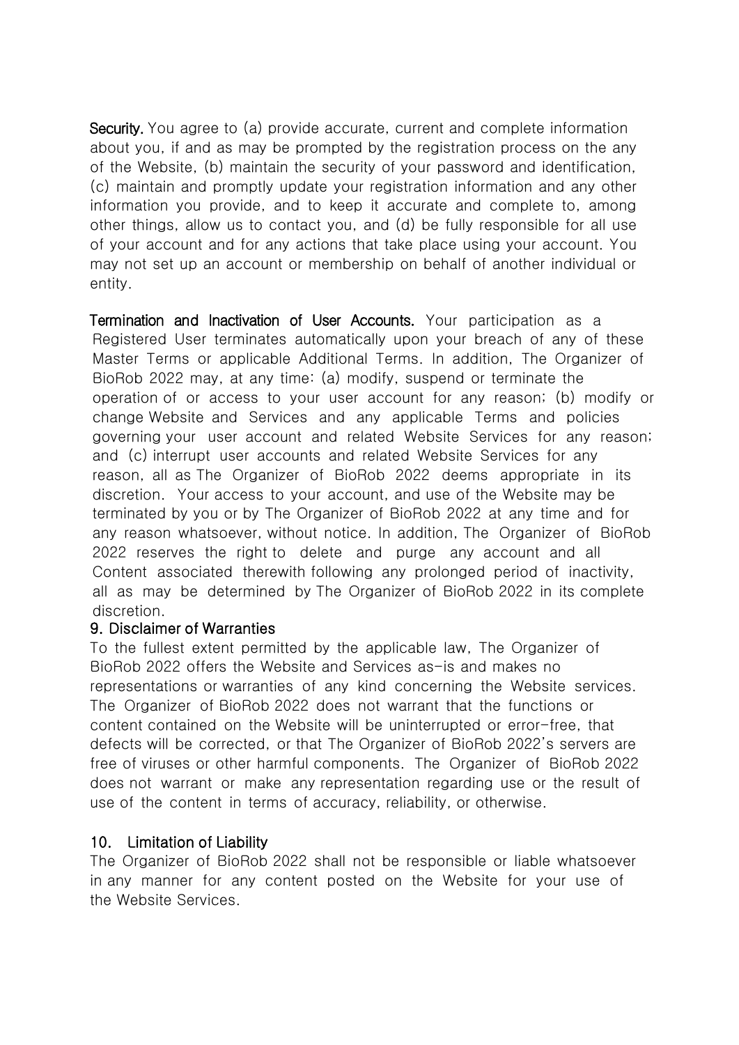**Security.** You agree to (a) provide accurate, current and complete information about you, if and as may be prompted by the registration process on the any of the Website, (b) maintain the security of your password and identification, (c) maintain and promptly update your registration information and any other information you provide, and to keep it accurate and complete to, among other things, allow us to contact you, and (d) be fully responsible for all use of your account and for any actions that take place using your account. You may not set up an account or membership on behalf of another individual or entity.

**Termination and Inactivation of User Accounts.** Your participation as a Registered User terminates automatically upon your breach of any of these Master Terms or applicable Additional Terms. In addition, The Organizer of BioRob 2022 may, at any time: (a) modify, suspend or terminate the operation of or access to your user account for any reason; (b) modify or change Website and Services and any applicable Terms and policies governing your user account and related Website Services for any reason; and (c) interrupt user accounts and related Website Services for any reason, all as The Organizer of BioRob 2022 deems appropriate in its discretion. Your access to your account, and use of the Website may be terminated by you or by The Organizer of BioRob 2022 at any time and for any reason whatsoever, without notice. In addition, The Organizer of BioRob 2022 reserves the right to delete and purge any account and all Content associated therewith following any prolonged period of inactivity, all as may be determined by The Organizer of BioRob 2022 in its complete discretion.

## 9. Disclaimer of Warranties

To the fullest extent permitted by the applicable law, The Organizer of BioRob 2022 offers the Website and Services as-is and makes no representations or warranties of any kind concerning the Website services. The Organizer of BioRob 2022 does not warrant that the functions or content contained on the Website will be uninterrupted or error-free, that defects will be corrected, or that The Organizer of BioRob 2022's servers are free of viruses or other harmful components. The Organizer of BioRob 2022 does not warrant or make any representation regarding use or the result of use of the content in terms of accuracy, reliability, or otherwise.

## 10. Limitation of Liability

The Organizer of BioRob 2022 shall not be responsible or liable whatsoever in any manner for any content posted on the Website for your use of the Website Services.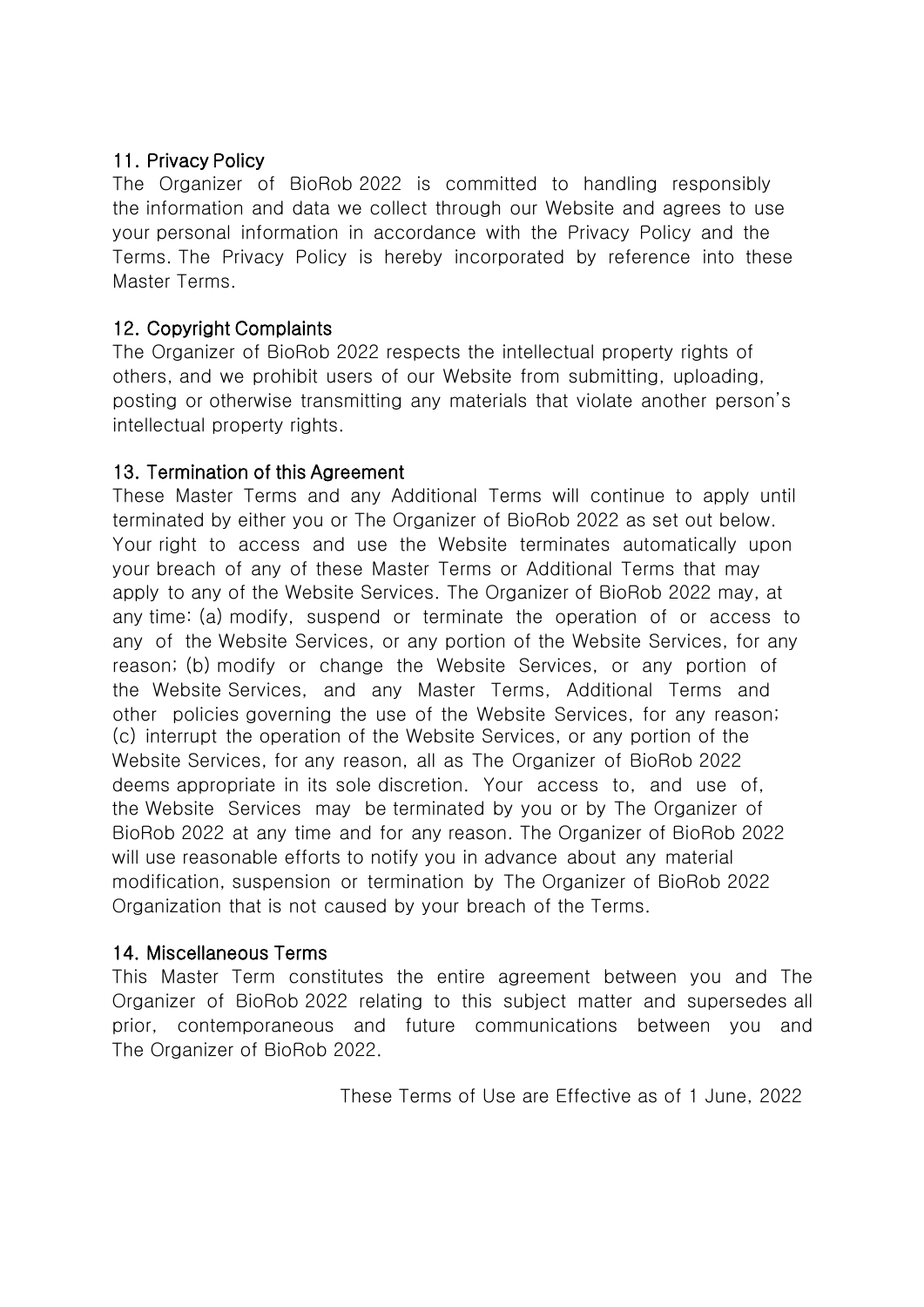## 11. Privacy Policy

The Organizer of BioRob 2022 is committed to handling responsibly the information and data we collect through our Website and agrees to use your personal information in accordance with the Privacy Policy and the Terms. The Privacy Policy is hereby incorporated by reference into these Master Terms.

## 12. Copyright Complaints

The Organizer of BioRob 2022 respects the intellectual property rights of others, and we prohibit users of our Website from submitting, uploading, posting or otherwise transmitting any materials that violate another person's intellectual property rights.

## 13. Termination of this Agreement

These Master Terms and any Additional Terms will continue to apply until terminated by either you or The Organizer of BioRob 2022 as set out below. Your right to access and use the Website terminates automatically upon your breach of any of these Master Terms or Additional Terms that may apply to any of the Website Services. The Organizer of BioRob 2022 may, at any time: (a) modify, suspend or terminate the operation of or access to any of the Website Services, or any portion of the Website Services, for any reason; (b) modify or change the Website Services, or any portion of the Website Services, and any Master Terms, Additional Terms and other policies governing the use of the Website Services, for any reason; (c) interrupt the operation of the Website Services, or any portion of the Website Services, for any reason, all as The Organizer of BioRob 2022 deems appropriate in its sole discretion. Your access to, and use of, the Website Services may be terminated by you or by The Organizer of BioRob 2022 at any time and for any reason. The Organizer of BioRob 2022 will use reasonable efforts to notify you in advance about any material modification, suspension or termination by The Organizer of BioRob 2022 Organization that is not caused by your breach of the Terms.

## 14. Miscellaneous Terms

This Master Term constitutes the entire agreement between you and The Organizer of BioRob 2022 relating to this subject matter and supersedes all prior, contemporaneous and future communications between you and The Organizer of BioRob 2022.

These Terms of Use are Effective as of 1 June, 2022